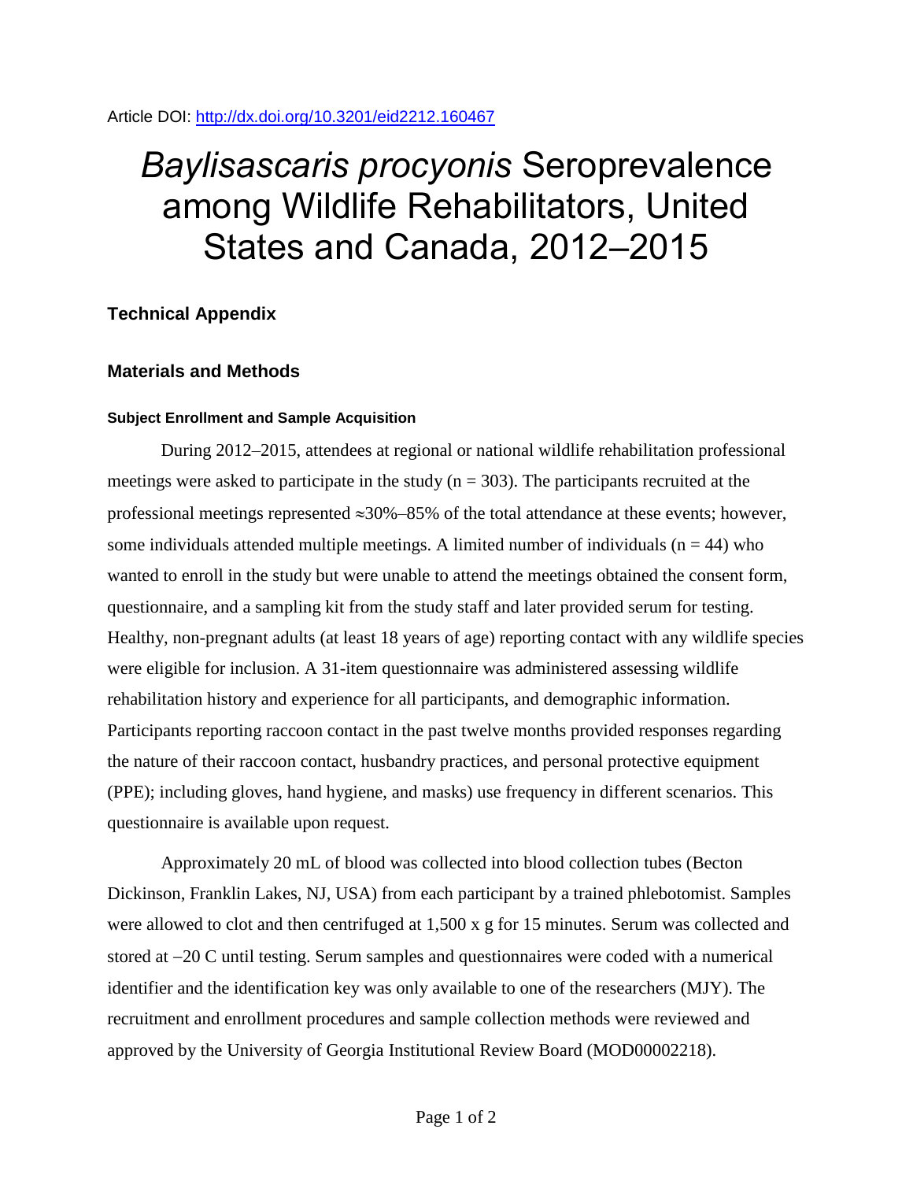Article DOI: http://dx.doi.org/10.3201/eid2212.160467

# *Baylisascaris procyonis* Seroprevalence among Wildlife Rehabilitators, United States and Canada, 2012–2015

## Technical Appendix

## Materials and Methods

### Subject Enrollment and Sample Acquisition

During 2012–2015, attendees at regional or national wildlife rehabilitation professional meetings were asked to participate in the study (n = 303). The participants recruited at the professional meetings represented ≈30%–85% of the total attendance at these events; however, some individuals attended multiple meetings. A limited number of individuals (n = 44) who wanted to enroll in the study but were unable to attend the meetings obtained the consent form, questionnaire, and a sampling kit from the study staff and later provided serum for testing. Healthy, non-pregnant adults (at least 18 years of age) reporting contact with any wildlife species were eligible for inclusion. A 31-item questionnaire was administered assessing wildlife rehabilitation history and experience for all participants, and demographic information. Participants reporting raccoon contact in the past twelve months provided responses regarding the nature of their raccoon contact, husbandry practices, and personal protective equipment (PPE); including gloves, hand hygiene, and masks) use frequency in different scenarios. This questionnaire is available upon request.

Approximately 20 mL of blood was collected into blood collection tubes (Becton Dickinson, Franklin Lakes, NJ, USA) from each participant by a trained phlebotomist. Samples were allowed to clot and then centrifuged at 1,500 x g for 15 minutes. Serum was collected and stored at −20 C until testing. Serum samples and questionnaires were coded with a numerical identifier and the identification key was only available to one of the researchers (MJY). The recruitment and enrollment procedures and sample collection methods were reviewed and approved by the University of Georgia Institutional Review Board (MOD00002218).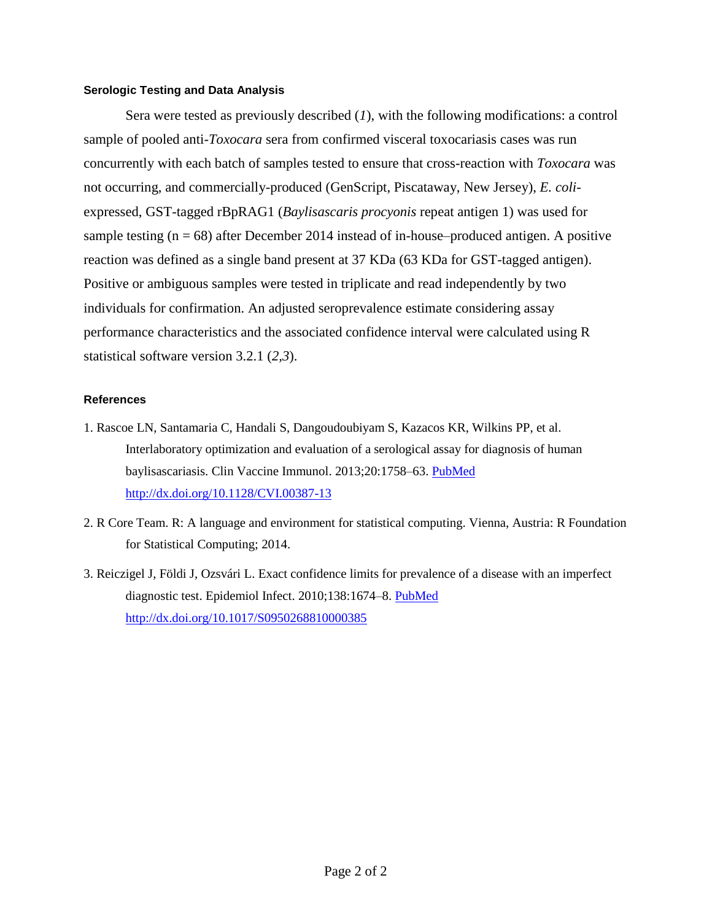### Serologic Testing and Data Analysis

Sera were tested as previously described (*1*), with the following modifications: a control sample of pooled anti-*Toxocara* sera from confirmed visceral toxocariasis cases was run concurrently with each batch of samples tested to ensure that cross-reaction with *Toxocara* was not occurring, and commercially-produced (GenScript, Piscataway, New Jersey), *E. coli*-expressed, GST-tagged rBpRAG1 (*Baylisascaris procyonis* repeat antigen 1) was used for sample testing (n = 68) after December 2014 instead of in-house–produced antigen. A positive reaction was defined as a single band present at 37 KDa (63 KDa for GST-tagged antigen). Positive or ambiguous samples were tested in triplicate and read independently by two individuals for confirmation. An adjusted seroprevalence estimate considering assay performance characteristics and the associated confidence interval were calculated using R statistical software version 3.2.1 (*2*,*3*).

### References

1. Rascoe LN, Santamaria C, Handali S, Dangoudoubiyam S, Kazacos KR, Wilkins PP, et al. Interlaboratory optimization and evaluation of a serological assay for diagnosis of human baylisascariasis. Clin Vaccine Immunol. 2013;20:1758–63. PubMed http://dx.doi.org/10.1128/CVI.00387-13

2. R Core Team. R: A language and environment for statistical computing. Vienna, Austria: R Foundation for Statistical Computing; 2014.

3. Reiczigel J, Földi J, Ozsvári L. Exact confidence limits for prevalence of a disease with an imperfect diagnostic test. Epidemiol Infect. 2010;138:1674–8. PubMed http://dx.doi.org/10.1017/S0950268810000385